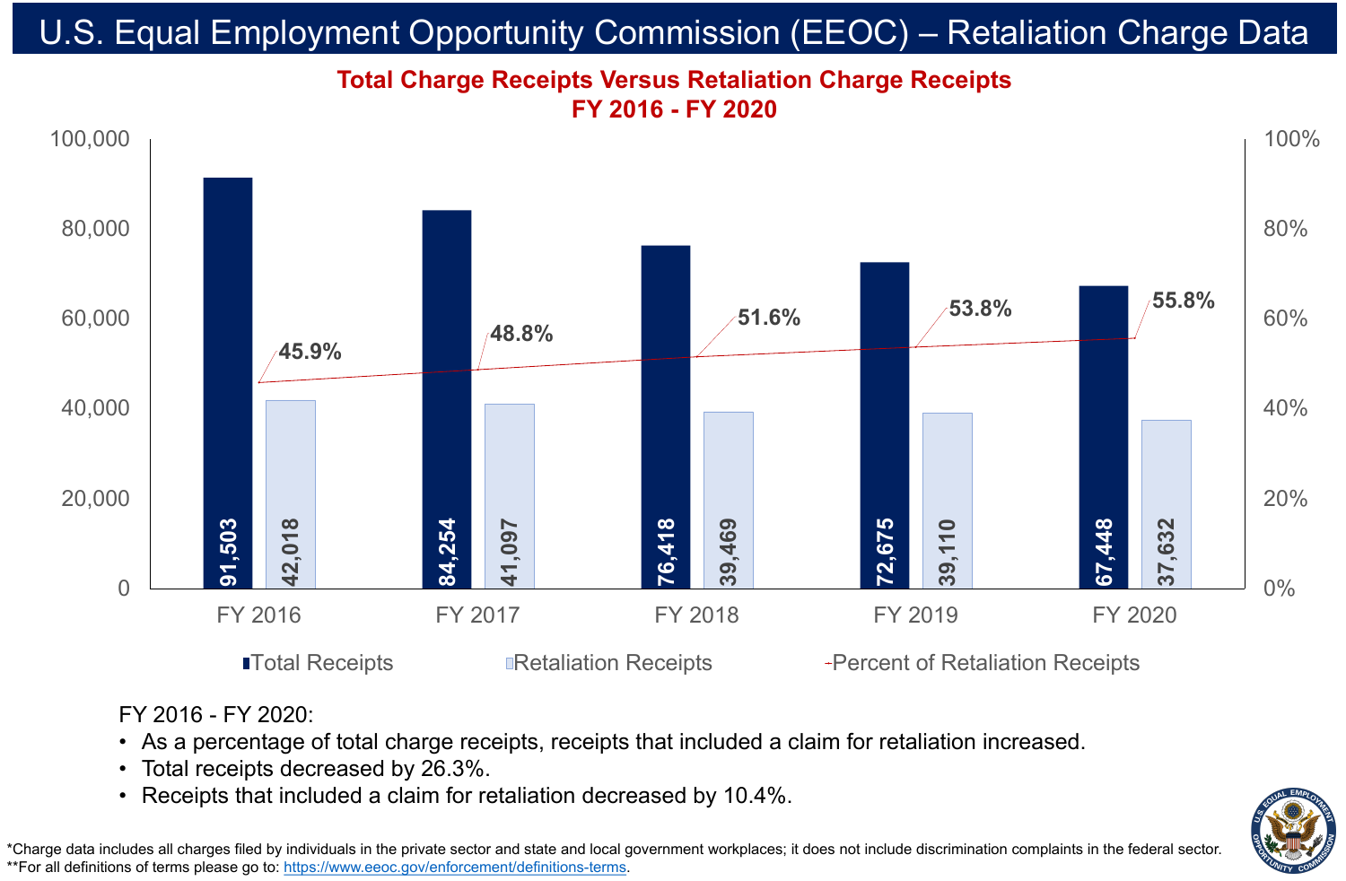# U.S. Equal Employment Opportunity Commission (EEOC) – Retaliation Charge Data

## Total Charge Receipts Versus Retaliation Charge Receipts
## FY 2016 - FY 2020

| | FY 2016 | FY 2017 | FY 2018 | FY 2019 | FY 2020 |
|---|---|---|---|---|---|
| Total Receipts | 91,503 | 84,254 | 76,418 | 72,675 | 67,448 |
| Retaliation Receipts | 42,018 | 41,097 | 39,469 | 39,110 | 37,632 |
| Percent of Retaliation Receipts | 45.9% | 48.8% | 51.6% | 53.8% | 55.8% |

FY 2016 - FY 2020:

- As a percentage of total charge receipts, receipts that included a claim for retaliation increased.
- Total receipts decreased by 26.3%.
- Receipts that included a claim for retaliation decreased by 10.4%.

*Charge data includes all charges filed by individuals in the private sector and state and local government workplaces; it does not include discrimination complaints in the federal sector.
**For all definitions of terms please go to: https://www.eeoc.gov/enforcement/definitions-terms.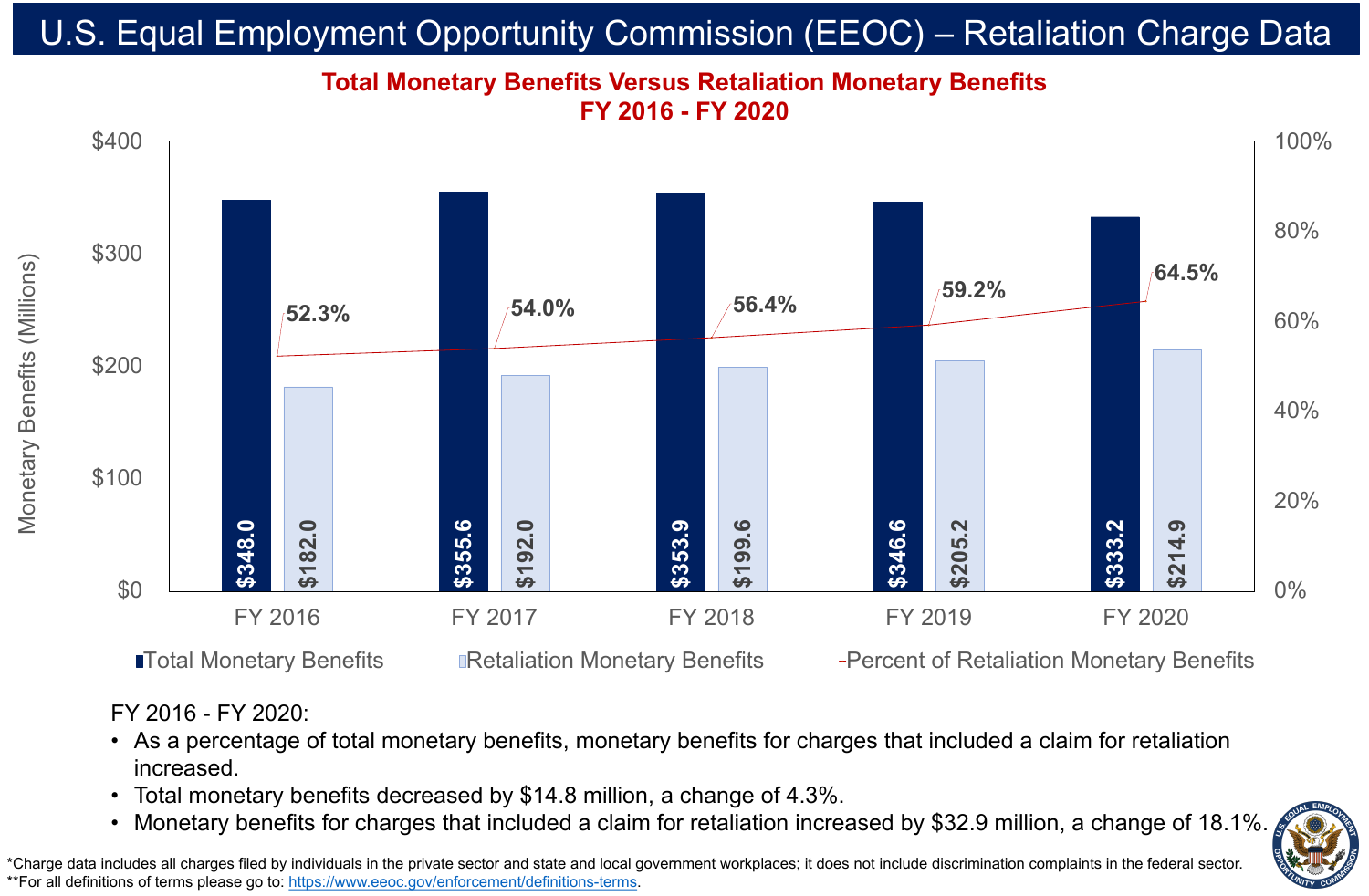# U.S. Equal Employment Opportunity Commission (EEOC) – Retaliation Charge Data

## Total Monetary Benefits Versus Retaliation Monetary Benefits
## FY 2016 - FY 2020

| Fiscal Year | Total Monetary Benefits (Millions) | Retaliation Monetary Benefits (Millions) | Percent of Retaliation Monetary Benefits |
| --- | --- | --- | --- |
| FY 2016 | $348.0 | $182.0 | 52.3% |
| FY 2017 | $355.6 | $192.0 | 54.0% |
| FY 2018 | $353.9 | $199.6 | 56.4% |
| FY 2019 | $346.6 | $205.2 | 59.2% |
| FY 2020 | $333.2 | $214.9 | 64.5% |

FY 2016 - FY 2020:

- As a percentage of total monetary benefits, monetary benefits for charges that included a claim for retaliation increased.
- Total monetary benefits decreased by $14.8 million, a change of 4.3%.
- Monetary benefits for charges that included a claim for retaliation increased by $32.9 million, a change of 18.1%.

*Charge data includes all charges filed by individuals in the private sector and state and local government workplaces; it does not include discrimination complaints in the federal sector.
**For all definitions of terms please go to: https://www.eeoc.gov/enforcement/definitions-terms.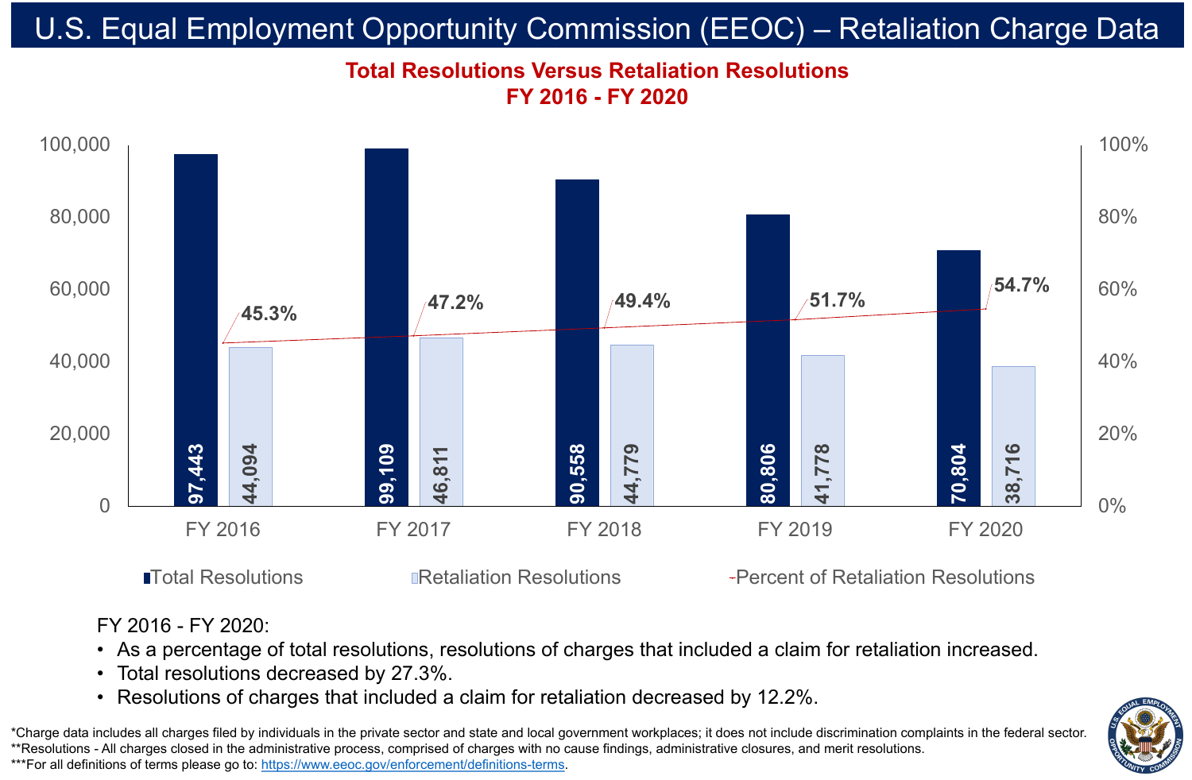# U.S. Equal Employment Opportunity Commission (EEOC) – Retaliation Charge Data

## Total Resolutions Versus Retaliation Resolutions
## FY 2016 - FY 2020

| | FY 2016 | FY 2017 | FY 2018 | FY 2019 | FY 2020 |
|---|---|---|---|---|---|
| Total Resolutions | 97,443 | 99,109 | 90,558 | 80,806 | 70,804 |
| Retaliation Resolutions | 44,094 | 46,811 | 44,779 | 41,778 | 38,716 |
| Percent of Retaliation Resolutions | 45.3% | 47.2% | 49.4% | 51.7% | 54.7% |

FY 2016 - FY 2020:

- As a percentage of total resolutions, resolutions of charges that included a claim for retaliation increased.
- Total resolutions decreased by 27.3%.
- Resolutions of charges that included a claim for retaliation decreased by 12.2%.

*Charge data includes all charges filed by individuals in the private sector and state and local government workplaces; it does not include discrimination complaints in the federal sector.
**Resolutions - All charges closed in the administrative process, comprised of charges with no cause findings, administrative closures, and merit resolutions.
***For all definitions of terms please go to: https://www.eeoc.gov/enforcement/definitions-terms.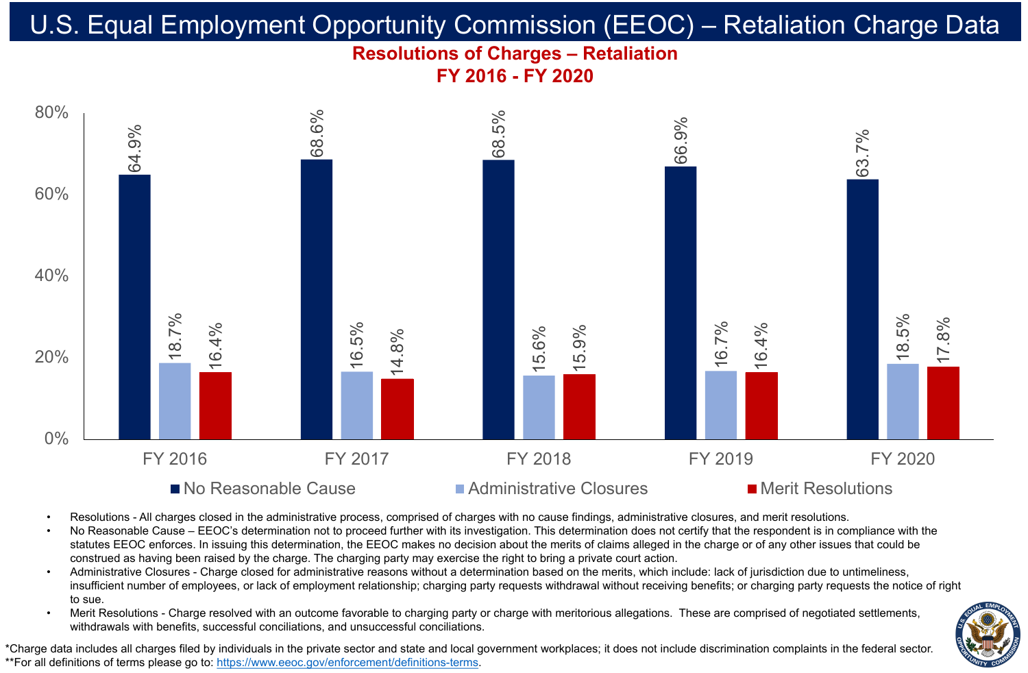# U.S. Equal Employment Opportunity Commission (EEOC) – Retaliation Charge Data

## Resolutions of Charges – Retaliation
## FY 2016 - FY 2020

| | FY 2016 | FY 2017 | FY 2018 | FY 2019 | FY 2020 |
|---|---|---|---|---|---|
| No Reasonable Cause | 64.9% | 68.6% | 68.5% | 66.9% | 63.7% |
| Administrative Closures | 18.7% | 16.5% | 15.6% | 16.7% | 18.5% |
| Merit Resolutions | 16.4% | 14.8% | 15.9% | 16.4% | 17.8% |

- Resolutions - All charges closed in the administrative process, comprised of charges with no cause findings, administrative closures, and merit resolutions.
- No Reasonable Cause – EEOC's determination not to proceed further with its investigation. This determination does not certify that the respondent is in compliance with the statutes EEOC enforces. In issuing this determination, the EEOC makes no decision about the merits of claims alleged in the charge or of any other issues that could be construed as having been raised by the charge. The charging party may exercise the right to bring a private court action.
- Administrative Closures - Charge closed for administrative reasons without a determination based on the merits, which include: lack of jurisdiction due to untimeliness, insufficient number of employees, or lack of employment relationship; charging party requests withdrawal without receiving benefits; or charging party requests the notice of right to sue.
- Merit Resolutions - Charge resolved with an outcome favorable to charging party or charge with meritorious allegations. These are comprised of negotiated settlements, withdrawals with benefits, successful conciliations, and unsuccessful conciliations.

*Charge data includes all charges filed by individuals in the private sector and state and local government workplaces; it does not include discrimination complaints in the federal sector.
**For all definitions of terms please go to: https://www.eeoc.gov/enforcement/definitions-terms.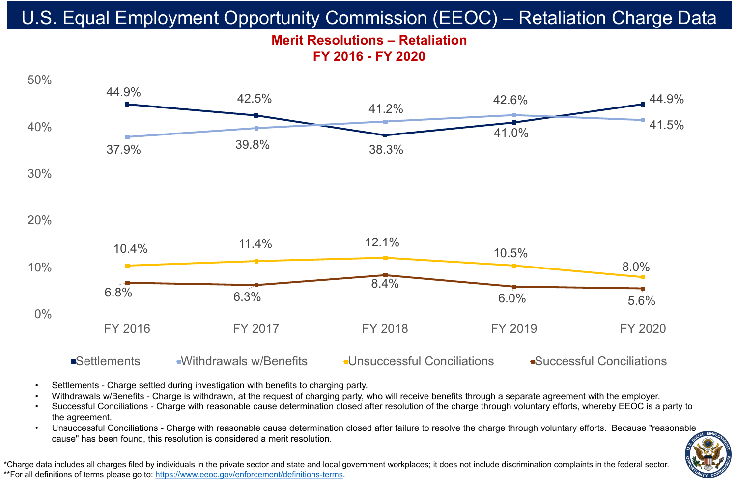# U.S. Equal Employment Opportunity Commission (EEOC) – Retaliation Charge Data

## Merit Resolutions – Retaliation
## FY 2016 - FY 2020

50%
40%
30%
20%
10%
0%

FY 2016: 44.9%, 37.9%, 10.4%, 6.8%
FY 2017: 42.5%, 39.8%, 11.4%, 6.3%
FY 2018: 41.2%, 38.3%, 12.1%, 8.4%
FY 2019: 42.6%, 41.0%, 10.5%, 6.0%
FY 2020: 44.9%, 41.5%, 8.0%, 5.6%

Settlements
Withdrawals w/Benefits
Unsuccessful Conciliations
Successful Conciliations

- Settlements - Charge settled during investigation with benefits to charging party.
- Withdrawals w/Benefits - Charge is withdrawn, at the request of charging party, who will receive benefits through a separate agreement with the employer.
- Successful Conciliations - Charge with reasonable cause determination closed after resolution of the charge through voluntary efforts, whereby EEOC is a party to the agreement.
- Unsuccessful Conciliations - Charge with reasonable cause determination closed after failure to resolve the charge through voluntary efforts. Because "reasonable cause" has been found, this resolution is considered a merit resolution.

*Charge data includes all charges filed by individuals in the private sector and state and local government workplaces; it does not include discrimination complaints in the federal sector.
**For all definitions of terms please go to: https://www.eeoc.gov/enforcement/definitions-terms.